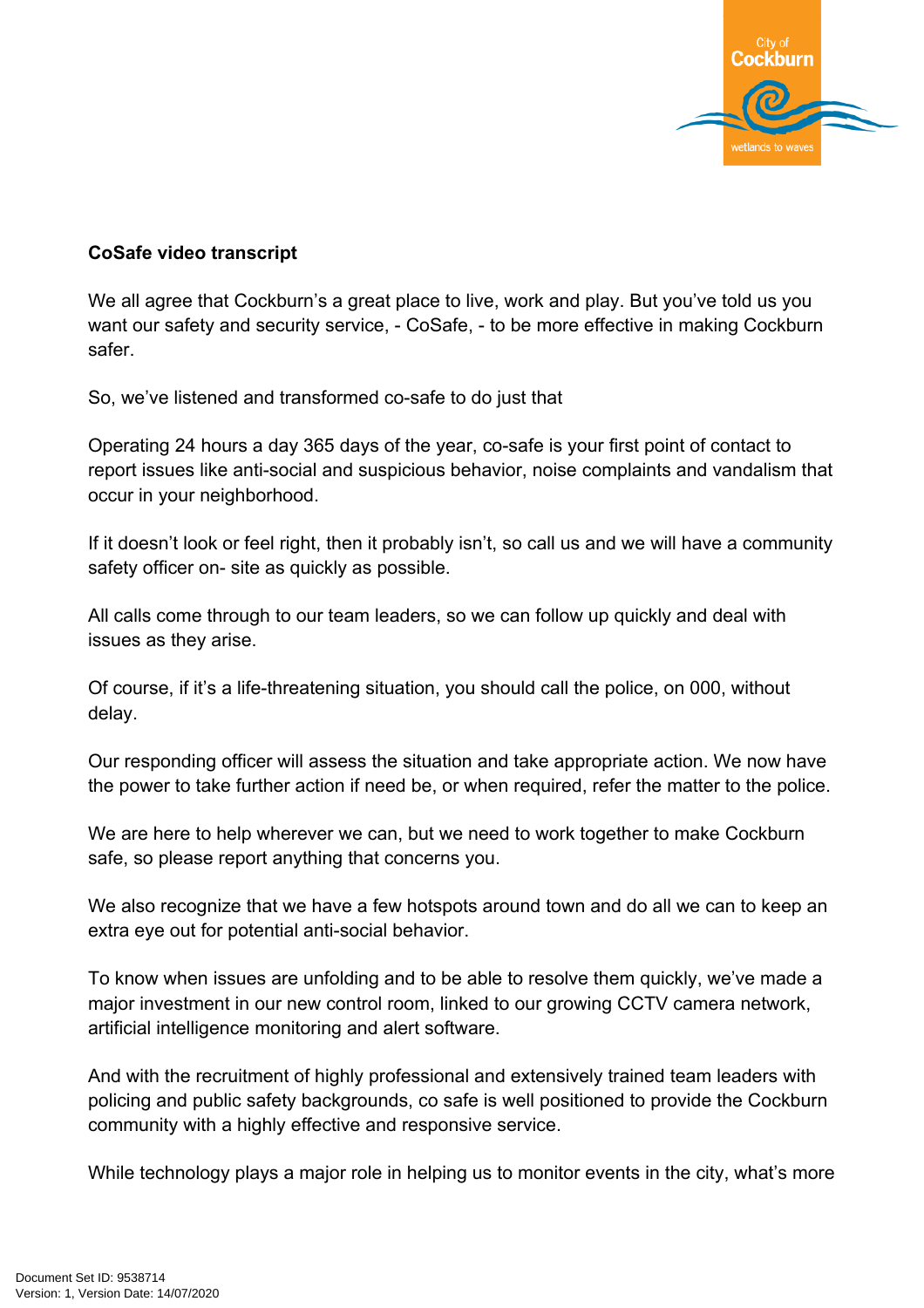**CoSafe video transcript**

We all agree that Cockburn's a great place to live, work and play. But you've told us you want our safety and security service, - CoSafe, - to be more effective in making Cockburn safer.

So, we've listened and transformed co-safe to do just that

Operating 24 hours a day 365 days of the year, co-safe is your first point of contact to report issues like anti-social and suspicious behavior, noise complaints and vandalism that occur in your neighborhood.

If it doesn't look or feel right, then it probably isn't, so call us and we will have a community safety officer on- site as quickly as possible.

All calls come through to our team leaders, so we can follow up quickly and deal with issues as they arise.

Of course, if it's a life-threatening situation, you should call the police, on 000, without delay.

Our responding officer will assess the situation and take appropriate action. We now have the power to take further action if need be, or when required, refer the matter to the police.

We are here to help wherever we can, but we need to work together to make Cockburn safe, so please report anything that concerns you.

We also recognize that we have a few hotspots around town and do all we can to keep an extra eye out for potential anti-social behavior.

To know when issues are unfolding and to be able to resolve them quickly, we've made a major investment in our new control room, linked to our growing CCTV camera network, artificial intelligence monitoring and alert software.

And with the recruitment of highly professional and extensively trained team leaders with policing and public safety backgrounds, co safe is well positioned to provide the Cockburn community with a highly effective and responsive service.

While technology plays a major role in helping us to monitor events in the city, what's more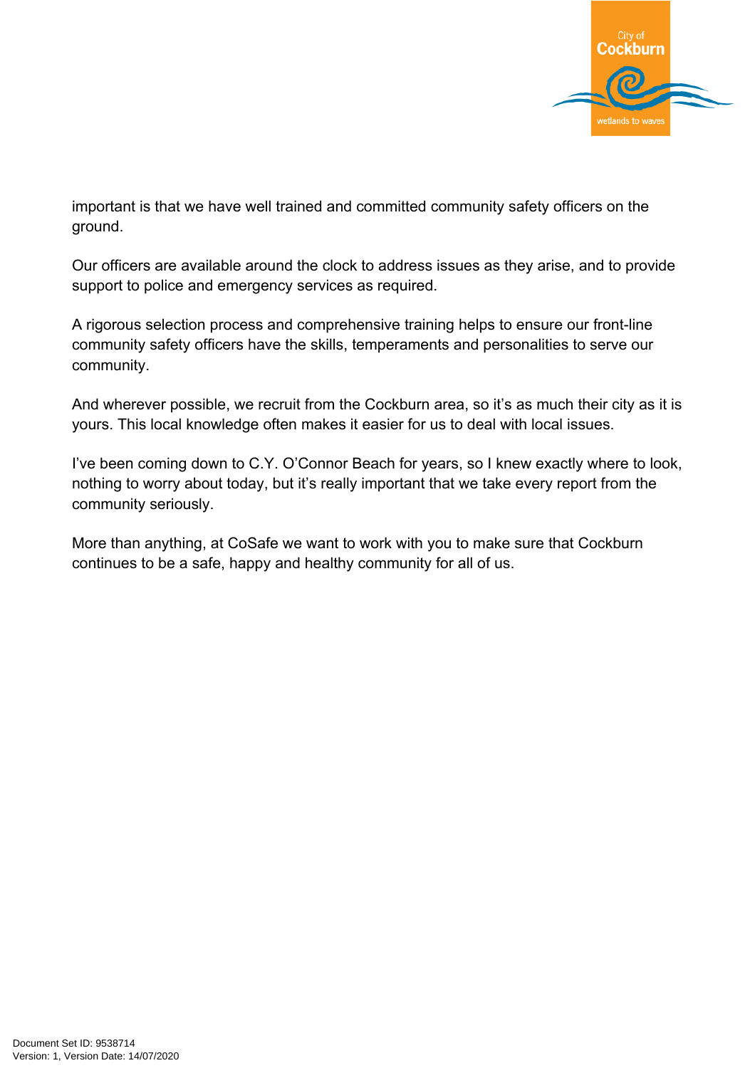important is that we have well trained and committed community safety officers on the ground.

Our officers are available around the clock to address issues as they arise, and to provide support to police and emergency services as required.

A rigorous selection process and comprehensive training helps to ensure our front-line community safety officers have the skills, temperaments and personalities to serve our community.

And wherever possible, we recruit from the Cockburn area, so it's as much their city as it is yours. This local knowledge often makes it easier for us to deal with local issues.

I've been coming down to C.Y. O'Connor Beach for years, so I knew exactly where to look, nothing to worry about today, but it's really important that we take every report from the community seriously.

More than anything, at CoSafe we want to work with you to make sure that Cockburn continues to be a safe, happy and healthy community for all of us.